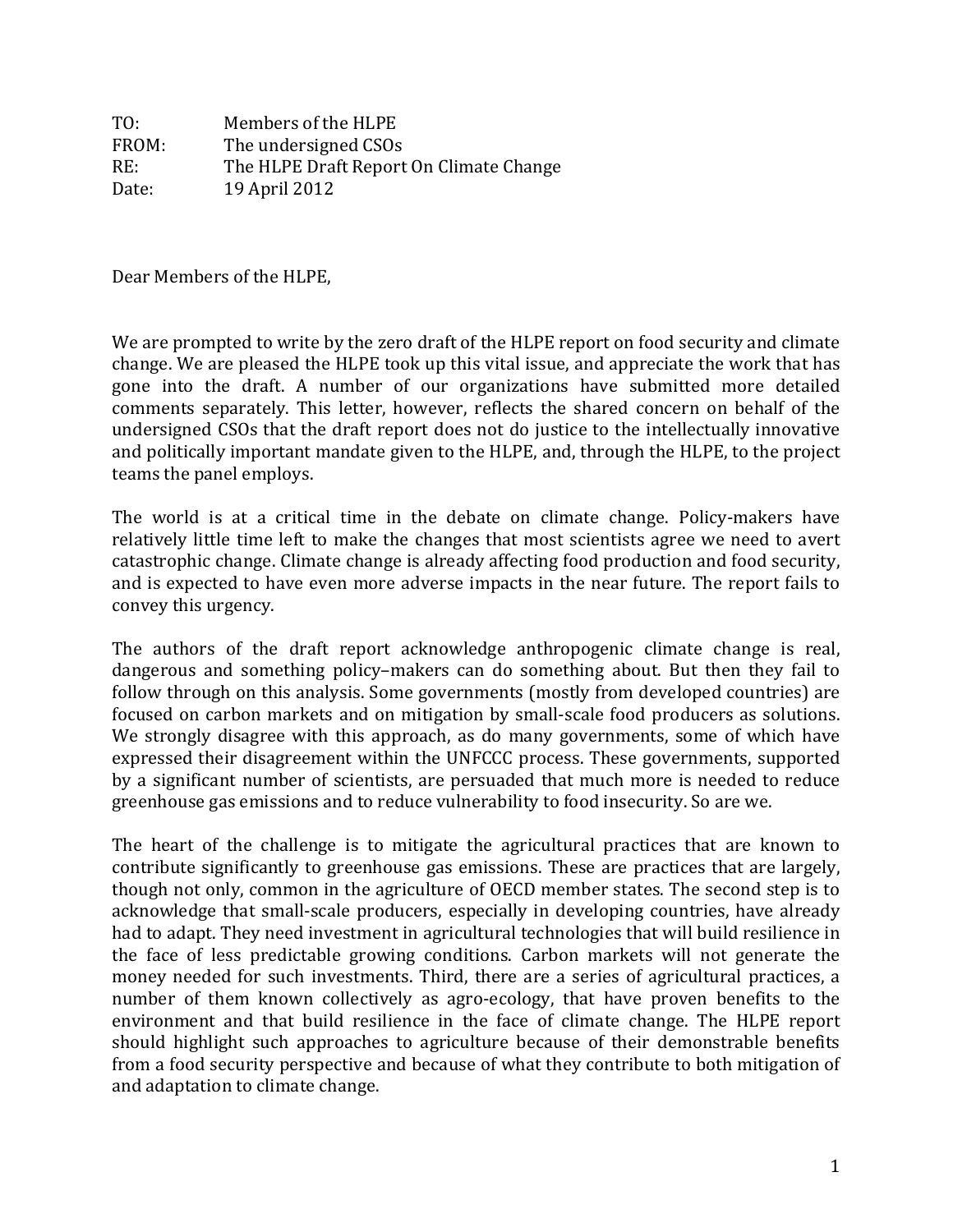TO: Members of the HLPE
FROM: The undersigned CSOs
RE: The HLPE Draft Report On Climate Change
Date: 19 April 2012

Dear Members of the HLPE,

We are prompted to write by the zero draft of the HLPE report on food security and climate change. We are pleased the HLPE took up this vital issue, and appreciate the work that has gone into the draft. A number of our organizations have submitted more detailed comments separately. This letter, however, reflects the shared concern on behalf of the undersigned CSOs that the draft report does not do justice to the intellectually innovative and politically important mandate given to the HLPE, and, through the HLPE, to the project teams the panel employs.

The world is at a critical time in the debate on climate change. Policy-makers have relatively little time left to make the changes that most scientists agree we need to avert catastrophic change. Climate change is already affecting food production and food security, and is expected to have even more adverse impacts in the near future. The report fails to convey this urgency.

The authors of the draft report acknowledge anthropogenic climate change is real, dangerous and something policy–makers can do something about. But then they fail to follow through on this analysis. Some governments (mostly from developed countries) are focused on carbon markets and on mitigation by small-scale food producers as solutions. We strongly disagree with this approach, as do many governments, some of which have expressed their disagreement within the UNFCCC process. These governments, supported by a significant number of scientists, are persuaded that much more is needed to reduce greenhouse gas emissions and to reduce vulnerability to food insecurity. So are we.

The heart of the challenge is to mitigate the agricultural practices that are known to contribute significantly to greenhouse gas emissions. These are practices that are largely, though not only, common in the agriculture of OECD member states. The second step is to acknowledge that small-scale producers, especially in developing countries, have already had to adapt. They need investment in agricultural technologies that will build resilience in the face of less predictable growing conditions. Carbon markets will not generate the money needed for such investments. Third, there are a series of agricultural practices, a number of them known collectively as agro-ecology, that have proven benefits to the environment and that build resilience in the face of climate change. The HLPE report should highlight such approaches to agriculture because of their demonstrable benefits from a food security perspective and because of what they contribute to both mitigation of and adaptation to climate change.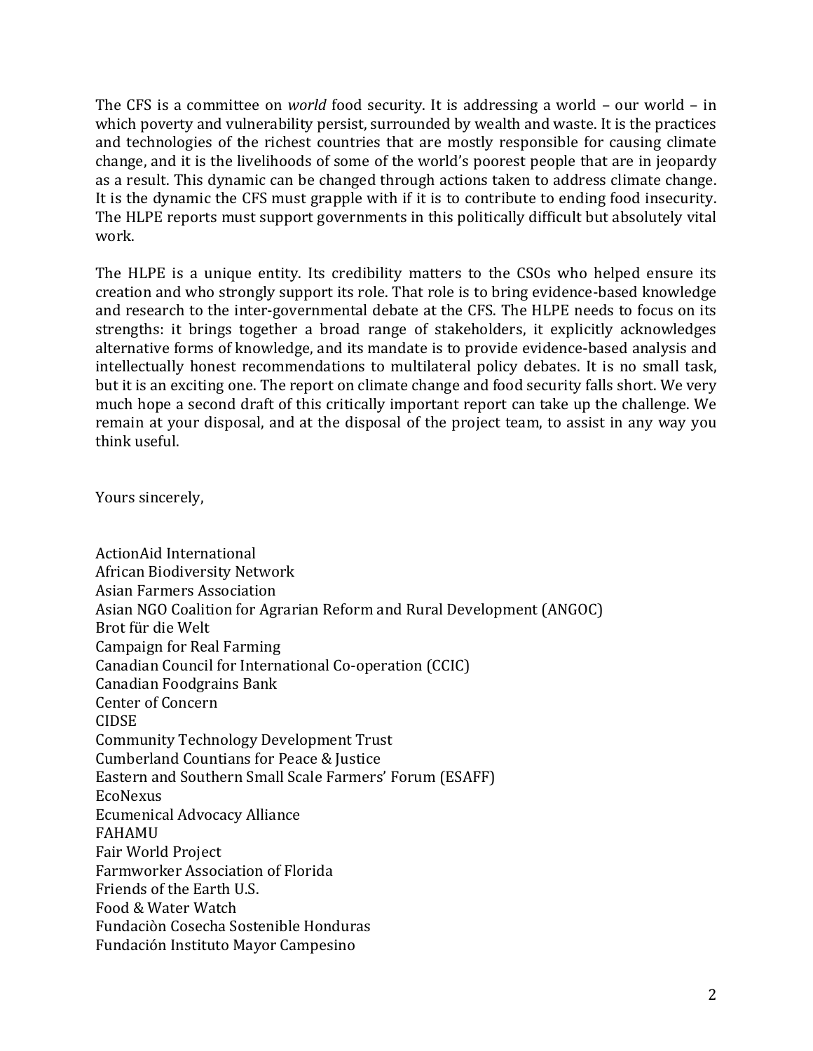The CFS is a committee on *world* food security. It is addressing a world – our world – in which poverty and vulnerability persist, surrounded by wealth and waste. It is the practices and technologies of the richest countries that are mostly responsible for causing climate change, and it is the livelihoods of some of the world's poorest people that are in jeopardy as a result. This dynamic can be changed through actions taken to address climate change. It is the dynamic the CFS must grapple with if it is to contribute to ending food insecurity. The HLPE reports must support governments in this politically difficult but absolutely vital work.

The HLPE is a unique entity. Its credibility matters to the CSOs who helped ensure its creation and who strongly support its role. That role is to bring evidence-based knowledge and research to the inter-governmental debate at the CFS. The HLPE needs to focus on its strengths: it brings together a broad range of stakeholders, it explicitly acknowledges alternative forms of knowledge, and its mandate is to provide evidence-based analysis and intellectually honest recommendations to multilateral policy debates. It is no small task, but it is an exciting one. The report on climate change and food security falls short. We very much hope a second draft of this critically important report can take up the challenge. We remain at your disposal, and at the disposal of the project team, to assist in any way you think useful.

Yours sincerely,

ActionAid International
African Biodiversity Network
Asian Farmers Association
Asian NGO Coalition for Agrarian Reform and Rural Development (ANGOC)
Brot für die Welt
Campaign for Real Farming
Canadian Council for International Co-operation (CCIC)
Canadian Foodgrains Bank
Center of Concern
CIDSE
Community Technology Development Trust
Cumberland Countians for Peace & Justice
Eastern and Southern Small Scale Farmers' Forum (ESAFF)
EcoNexus
Ecumenical Advocacy Alliance
FAHAMU
Fair World Project
Farmworker Association of Florida
Friends of the Earth U.S.
Food & Water Watch
Fundaciòn Cosecha Sostenible Honduras
Fundación Instituto Mayor Campesino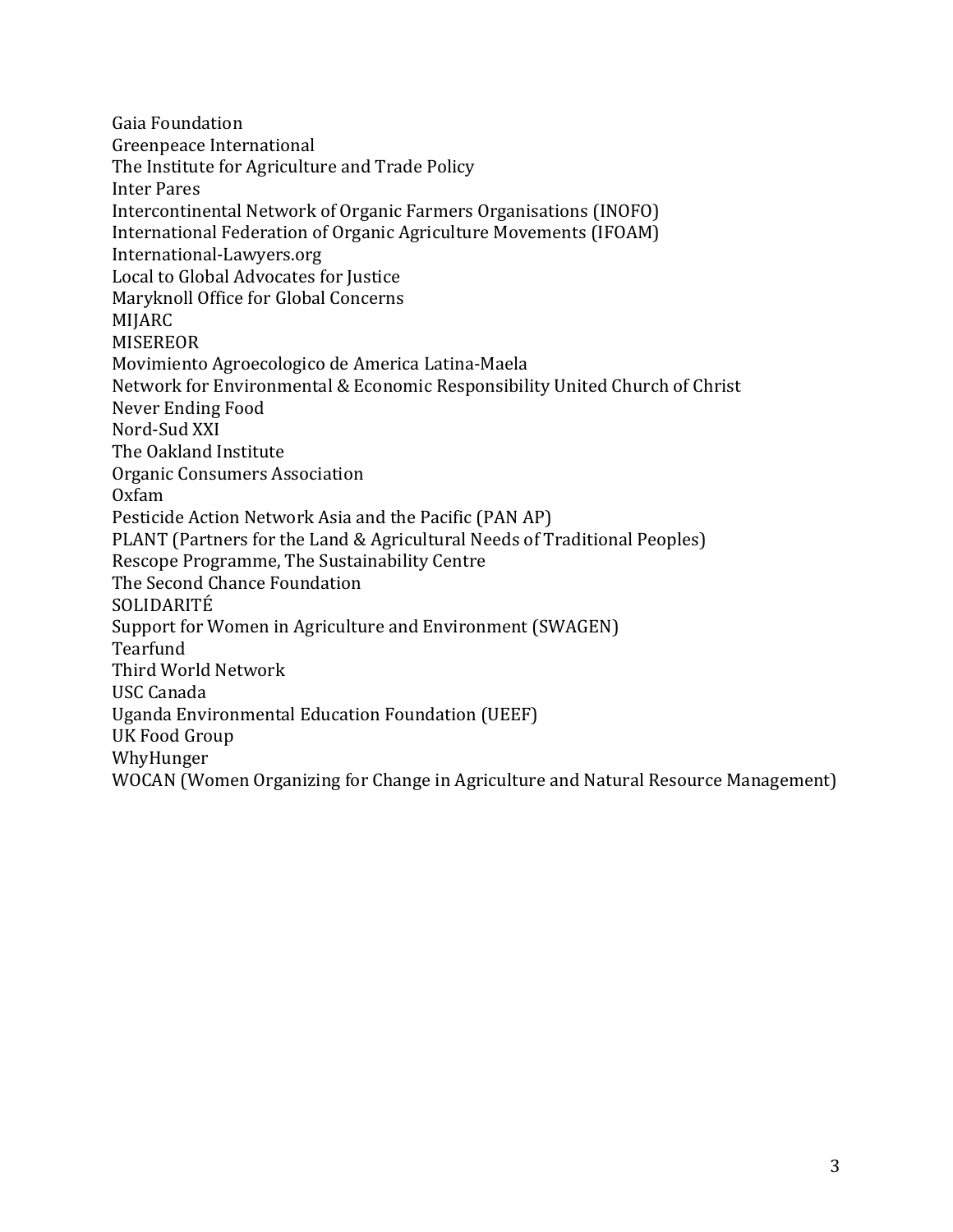Gaia Foundation
Greenpeace International
The Institute for Agriculture and Trade Policy
Inter Pares
Intercontinental Network of Organic Farmers Organisations (INOFO)
International Federation of Organic Agriculture Movements (IFOAM)
International-Lawyers.org
Local to Global Advocates for Justice
Maryknoll Office for Global Concerns
MIJARC
MISEREOR
Movimiento Agroecologico de America Latina-Maela
Network for Environmental & Economic Responsibility United Church of Christ
Never Ending Food
Nord-Sud XXI
The Oakland Institute
Organic Consumers Association
Oxfam
Pesticide Action Network Asia and the Pacific (PAN AP)
PLANT (Partners for the Land & Agricultural Needs of Traditional Peoples)
Rescope Programme, The Sustainability Centre
The Second Chance Foundation
SOLIDARITÉ
Support for Women in Agriculture and Environment (SWAGEN)
Tearfund
Third World Network
USC Canada
Uganda Environmental Education Foundation (UEEF)
UK Food Group
WhyHunger
WOCAN (Women Organizing for Change in Agriculture and Natural Resource Management)